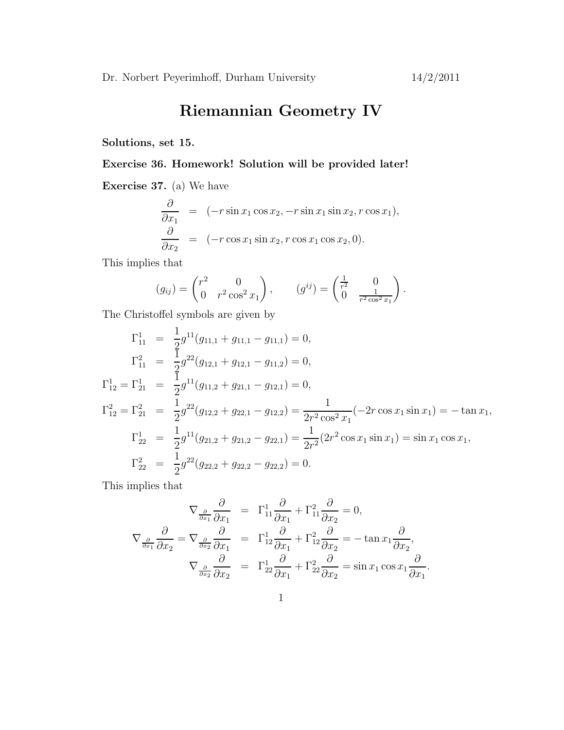Dr. Norbert Peyerimhoff, Durham University 14/2/2011

# Riemannian Geometry IV

**Solutions, set 15.**

**Exercise 36. Homework! Solution will be provided later!**

**Exercise 37.** (a) We have

$$
\begin{aligned}
\frac{\partial}{\partial x_1} &= (-r\sin x_1 \cos x_2, -r\sin x_1 \sin x_2, r\cos x_1), \\
\frac{\partial}{\partial x_2} &= (-r\cos x_1 \sin x_2, r\cos x_1 \cos x_2, 0).
\end{aligned}
$$

This implies that

$$
(g_{ij}) = \begin{pmatrix} r^2 & 0 \\ 0 & r^2\cos^2 x_1 \end{pmatrix}, \qquad (g^{ij}) = \begin{pmatrix} \frac{1}{r^2} & 0 \\ 0 & \frac{1}{r^2\cos^2 x_1} \end{pmatrix}.
$$

The Christoffel symbols are given by

$$
\begin{aligned}
\Gamma_{11}^1 &= \frac{1}{2} g^{11}(g_{11,1} + g_{11,1} - g_{11,1}) = 0, \\
\Gamma_{11}^2 &= \frac{1}{2} g^{22}(g_{12,1} + g_{12,1} - g_{11,2}) = 0, \\
\Gamma_{12}^1 = \Gamma_{21}^1 &= \frac{1}{2} g^{11}(g_{11,2} + g_{21,1} - g_{12,1}) = 0, \\
\Gamma_{12}^2 = \Gamma_{21}^2 &= \frac{1}{2} g^{22}(g_{12,2} + g_{22,1} - g_{12,2}) = \frac{1}{2r^2\cos^2 x_1}(-2r\cos x_1 \sin x_1) = -\tan x_1, \\
\Gamma_{22}^1 &= \frac{1}{2} g^{11}(g_{21,2} + g_{21,2} - g_{22,1}) = \frac{1}{2r^2}(2r^2\cos x_1 \sin x_1) = \sin x_1 \cos x_1, \\
\Gamma_{22}^2 &= \frac{1}{2} g^{22}(g_{22,2} + g_{22,2} - g_{22,2}) = 0.
\end{aligned}
$$

This implies that

$$
\begin{aligned}
\nabla_{\frac{\partial}{\partial x_1}} \frac{\partial}{\partial x_1} &= \Gamma_{11}^1 \frac{\partial}{\partial x_1} + \Gamma_{11}^2 \frac{\partial}{\partial x_2} = 0, \\
\nabla_{\frac{\partial}{\partial x_1}} \frac{\partial}{\partial x_2} = \nabla_{\frac{\partial}{\partial x_2}} \frac{\partial}{\partial x_1} &= \Gamma_{12}^1 \frac{\partial}{\partial x_1} + \Gamma_{12}^2 \frac{\partial}{\partial x_2} = -\tan x_1 \frac{\partial}{\partial x_2}, \\
\nabla_{\frac{\partial}{\partial x_2}} \frac{\partial}{\partial x_2} &= \Gamma_{22}^1 \frac{\partial}{\partial x_1} + \Gamma_{22}^2 \frac{\partial}{\partial x_2} = \sin x_1 \cos x_1 \frac{\partial}{\partial x_1}.
\end{aligned}
$$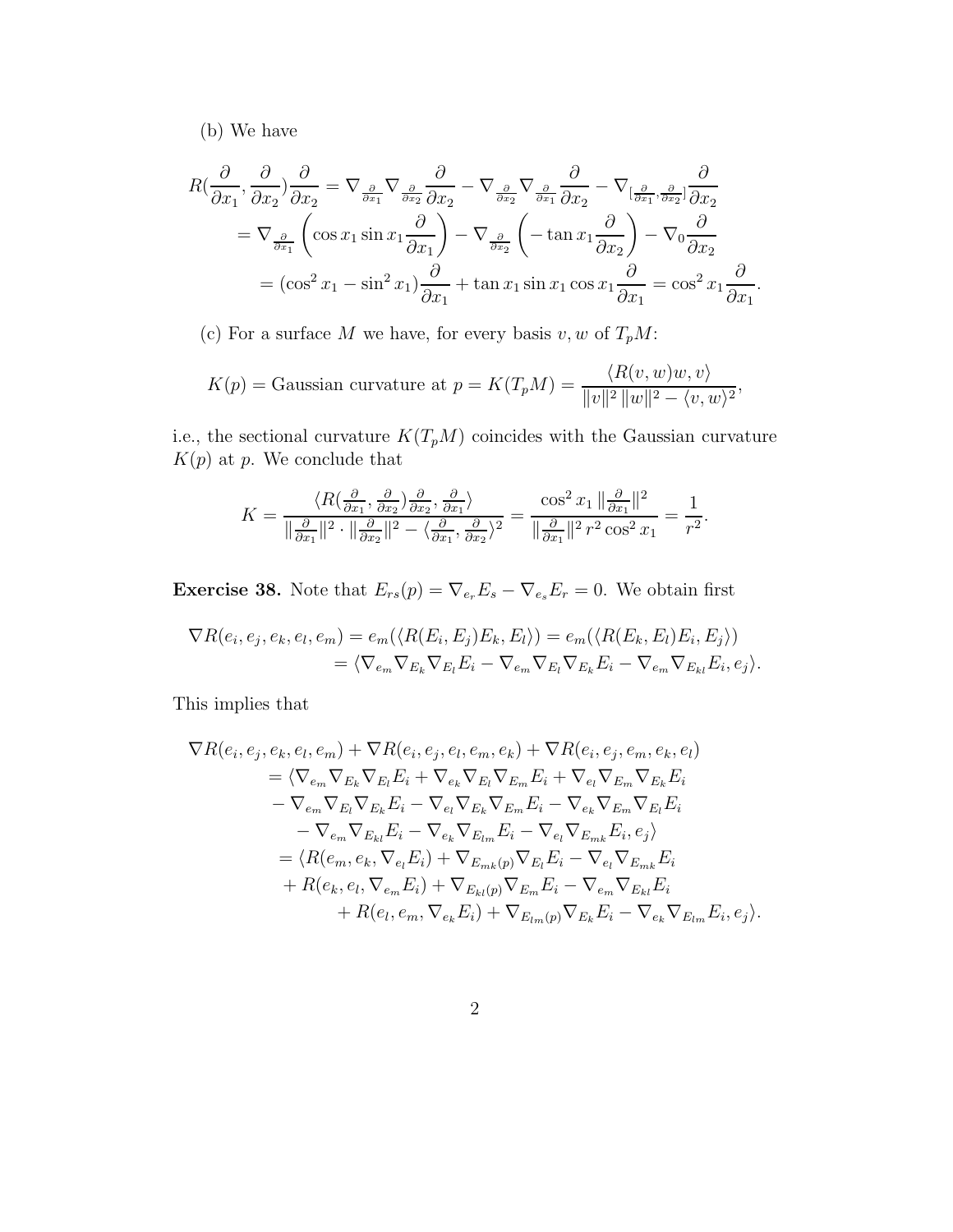(b) We have

$$
\begin{aligned}
R(\frac{\partial}{\partial x_1}, \frac{\partial}{\partial x_2})\frac{\partial}{\partial x_2} &= \nabla_{\frac{\partial}{\partial x_1}} \nabla_{\frac{\partial}{\partial x_2}} \frac{\partial}{\partial x_2} - \nabla_{\frac{\partial}{\partial x_2}} \nabla_{\frac{\partial}{\partial x_1}} \frac{\partial}{\partial x_2} - \nabla_{[\frac{\partial}{\partial x_1}, \frac{\partial}{\partial x_2}]} \frac{\partial}{\partial x_2} \\
&= \nabla_{\frac{\partial}{\partial x_1}} \left( \cos x_1 \sin x_1 \frac{\partial}{\partial x_1} \right) - \nabla_{\frac{\partial}{\partial x_2}} \left( -\tan x_1 \frac{\partial}{\partial x_2} \right) - \nabla_0 \frac{\partial}{\partial x_2} \\
&= (\cos^2 x_1 - \sin^2 x_1) \frac{\partial}{\partial x_1} + \tan x_1 \sin x_1 \cos x_1 \frac{\partial}{\partial x_1} = \cos^2 x_1 \frac{\partial}{\partial x_1}.
\end{aligned}
$$

(c) For a surface $M$ we have, for every basis $v, w$ of $T_pM$:

$$
K(p) = \text{Gaussian curvature at } p = K(T_pM) = \frac{\langle R(v,w)w, v\rangle}{\|v\|^2 \, \|w\|^2 - \langle v, w\rangle^2},
$$

i.e., the sectional curvature $K(T_pM)$ coincides with the Gaussian curvature $K(p)$ at $p$. We conclude that

$$
K = \frac{\langle R(\frac{\partial}{\partial x_1}, \frac{\partial}{\partial x_2})\frac{\partial}{\partial x_2}, \frac{\partial}{\partial x_1}\rangle}{\|\frac{\partial}{\partial x_1}\|^2 \cdot \|\frac{\partial}{\partial x_2}\|^2 - \langle \frac{\partial}{\partial x_1}, \frac{\partial}{\partial x_2}\rangle^2} = \frac{\cos^2 x_1 \, \|\frac{\partial}{\partial x_1}\|^2}{\|\frac{\partial}{\partial x_1}\|^2 \, r^2 \cos^2 x_1} = \frac{1}{r^2}.
$$

**Exercise 38.** Note that $E_{rs}(p) = \nabla_{e_r} E_s - \nabla_{e_s} E_r = 0$. We obtain first

$$
\begin{aligned}
\nabla R(e_i, e_j, e_k, e_l, e_m) &= e_m(\langle R(E_i, E_j)E_k, E_l\rangle) = e_m(\langle R(E_k, E_l)E_i, E_j\rangle) \\
&= \langle \nabla_{e_m} \nabla_{E_k} \nabla_{E_l} E_i - \nabla_{e_m} \nabla_{E_l} \nabla_{E_k} E_i - \nabla_{e_m} \nabla_{E_{kl}} E_i, e_j\rangle.
\end{aligned}
$$

This implies that

$$
\begin{aligned}
&\nabla R(e_i, e_j, e_k, e_l, e_m) + \nabla R(e_i, e_j, e_l, e_m, e_k) + \nabla R(e_i, e_j, e_m, e_k, e_l) \\
&\quad = \langle \nabla_{e_m} \nabla_{E_k} \nabla_{E_l} E_i + \nabla_{e_k} \nabla_{E_l} \nabla_{E_m} E_i + \nabla_{e_l} \nabla_{E_m} \nabla_{E_k} E_i \\
&\quad - \nabla_{e_m} \nabla_{E_l} \nabla_{E_k} E_i - \nabla_{e_l} \nabla_{E_k} \nabla_{E_m} E_i - \nabla_{e_k} \nabla_{E_m} \nabla_{E_l} E_i \\
&\quad - \nabla_{e_m} \nabla_{E_{kl}} E_i - \nabla_{e_k} \nabla_{E_{lm}} E_i - \nabla_{e_l} \nabla_{E_{mk}} E_i, e_j\rangle \\
&\quad = \langle R(e_m, e_k, \nabla_{e_l} E_i) + \nabla_{E_{mk}(p)} \nabla_{E_l} E_i - \nabla_{e_l} \nabla_{E_{mk}} E_i \\
&\quad + R(e_k, e_l, \nabla_{e_m} E_i) + \nabla_{E_{kl}(p)} \nabla_{E_m} E_i - \nabla_{e_m} \nabla_{E_{kl}} E_i \\
&\qquad\qquad + R(e_l, e_m, \nabla_{e_k} E_i) + \nabla_{E_{lm}(p)} \nabla_{E_k} E_i - \nabla_{e_k} \nabla_{E_{lm}} E_i, e_j\rangle.
\end{aligned}
$$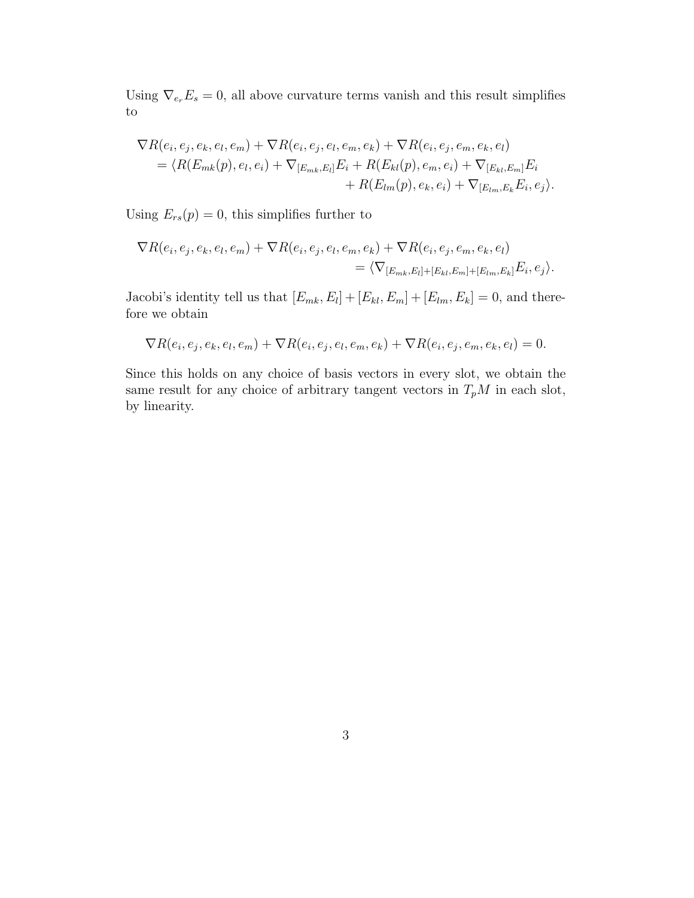Using $\nabla_{e_r} E_s = 0$, all above curvature terms vanish and this result simplifies to

$$
\begin{aligned}
&\nabla R(e_i, e_j, e_k, e_l, e_m) + \nabla R(e_i, e_j, e_l, e_m, e_k) + \nabla R(e_i, e_j, e_m, e_k, e_l) \\
&\quad = \langle R(E_{mk}(p), e_l, e_i) + \nabla_{[E_{mk}, E_l]} E_i + R(E_{kl}(p), e_m, e_i) + \nabla_{[E_{kl}, E_m]} E_i \\
&\qquad\qquad\qquad\qquad + R(E_{lm}(p), e_k, e_i) + \nabla_{[E_{lm}, E_k} E_i, e_j \rangle.
\end{aligned}
$$

Using $E_{rs}(p) = 0$, this simplifies further to

$$
\begin{aligned}
&\nabla R(e_i, e_j, e_k, e_l, e_m) + \nabla R(e_i, e_j, e_l, e_m, e_k) + \nabla R(e_i, e_j, e_m, e_k, e_l) \\
&\qquad\qquad\qquad\qquad = \langle \nabla_{[E_{mk}, E_l] + [E_{kl}, E_m] + [E_{lm}, E_k]} E_i, e_j \rangle.
\end{aligned}
$$

Jacobi's identity tell us that $[E_{mk}, E_l] + [E_{kl}, E_m] + [E_{lm}, E_k] = 0$, and therefore we obtain

$$
\nabla R(e_i, e_j, e_k, e_l, e_m) + \nabla R(e_i, e_j, e_l, e_m, e_k) + \nabla R(e_i, e_j, e_m, e_k, e_l) = 0.
$$

Since this holds on any choice of basis vectors in every slot, we obtain the same result for any choice of arbitrary tangent vectors in $T_pM$ in each slot, by linearity.